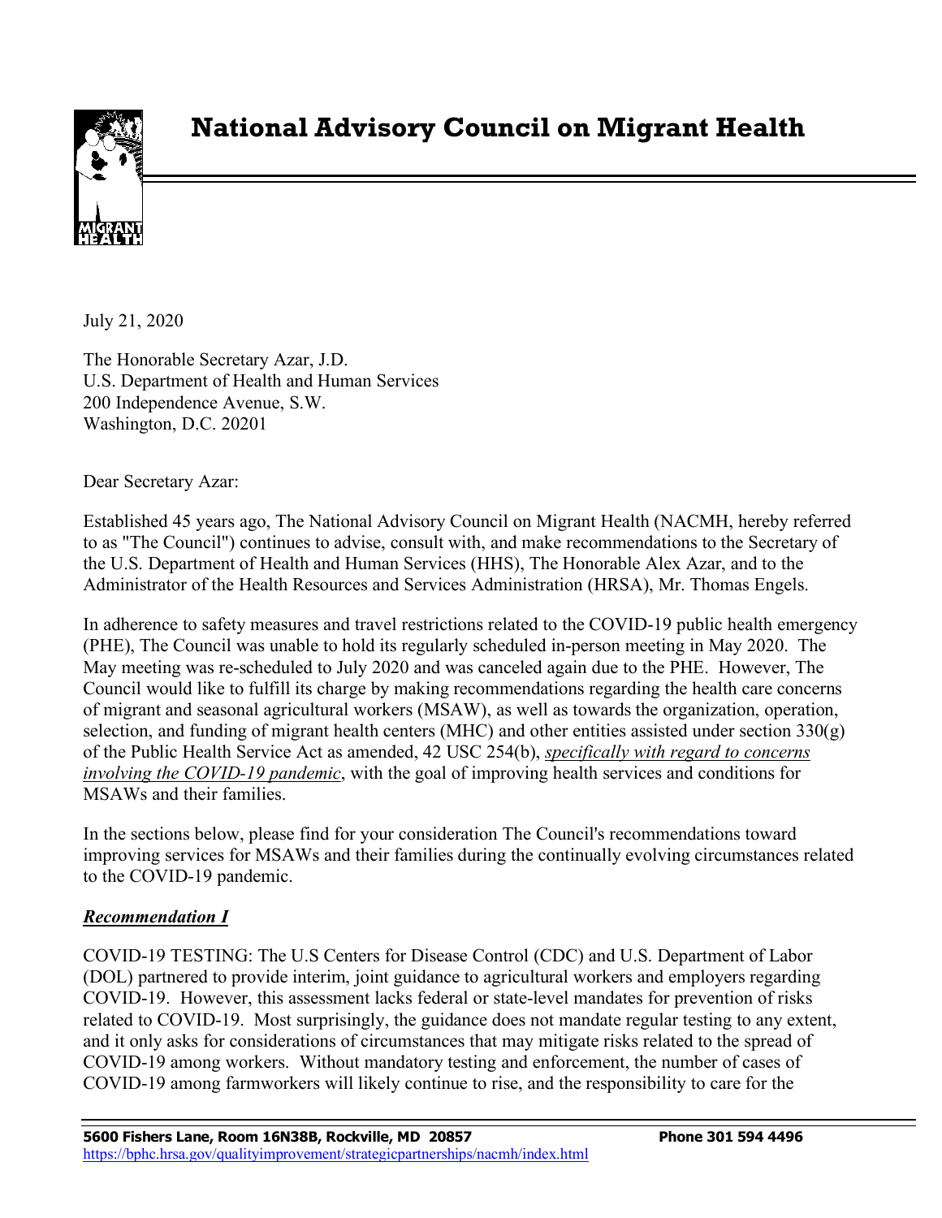# National Advisory Council on Migrant Health

July 21, 2020

The Honorable Secretary Azar, J.D.
U.S. Department of Health and Human Services
200 Independence Avenue, S.W.
Washington, D.C. 20201

Dear Secretary Azar:

Established 45 years ago, The National Advisory Council on Migrant Health (NACMH, hereby referred to as "The Council") continues to advise, consult with, and make recommendations to the Secretary of the U.S. Department of Health and Human Services (HHS), The Honorable Alex Azar, and to the Administrator of the Health Resources and Services Administration (HRSA), Mr. Thomas Engels.

In adherence to safety measures and travel restrictions related to the COVID-19 public health emergency (PHE), The Council was unable to hold its regularly scheduled in-person meeting in May 2020. The May meeting was re-scheduled to July 2020 and was canceled again due to the PHE. However, The Council would like to fulfill its charge by making recommendations regarding the health care concerns of migrant and seasonal agricultural workers (MSAW), as well as towards the organization, operation, selection, and funding of migrant health centers (MHC) and other entities assisted under section 330(g) of the Public Health Service Act as amended, 42 USC 254(b), ***specifically with regard to concerns involving the COVID-19 pandemic***, with the goal of improving health services and conditions for MSAWs and their families.

In the sections below, please find for your consideration The Council's recommendations toward improving services for MSAWs and their families during the continually evolving circumstances related to the COVID-19 pandemic.

***Recommendation I***

COVID-19 TESTING: The U.S Centers for Disease Control (CDC) and U.S. Department of Labor (DOL) partnered to provide interim, joint guidance to agricultural workers and employers regarding COVID-19. However, this assessment lacks federal or state-level mandates for prevention of risks related to COVID-19. Most surprisingly, the guidance does not mandate regular testing to any extent, and it only asks for considerations of circumstances that may mitigate risks related to the spread of COVID-19 among workers. Without mandatory testing and enforcement, the number of cases of COVID-19 among farmworkers will likely continue to rise, and the responsibility to care for the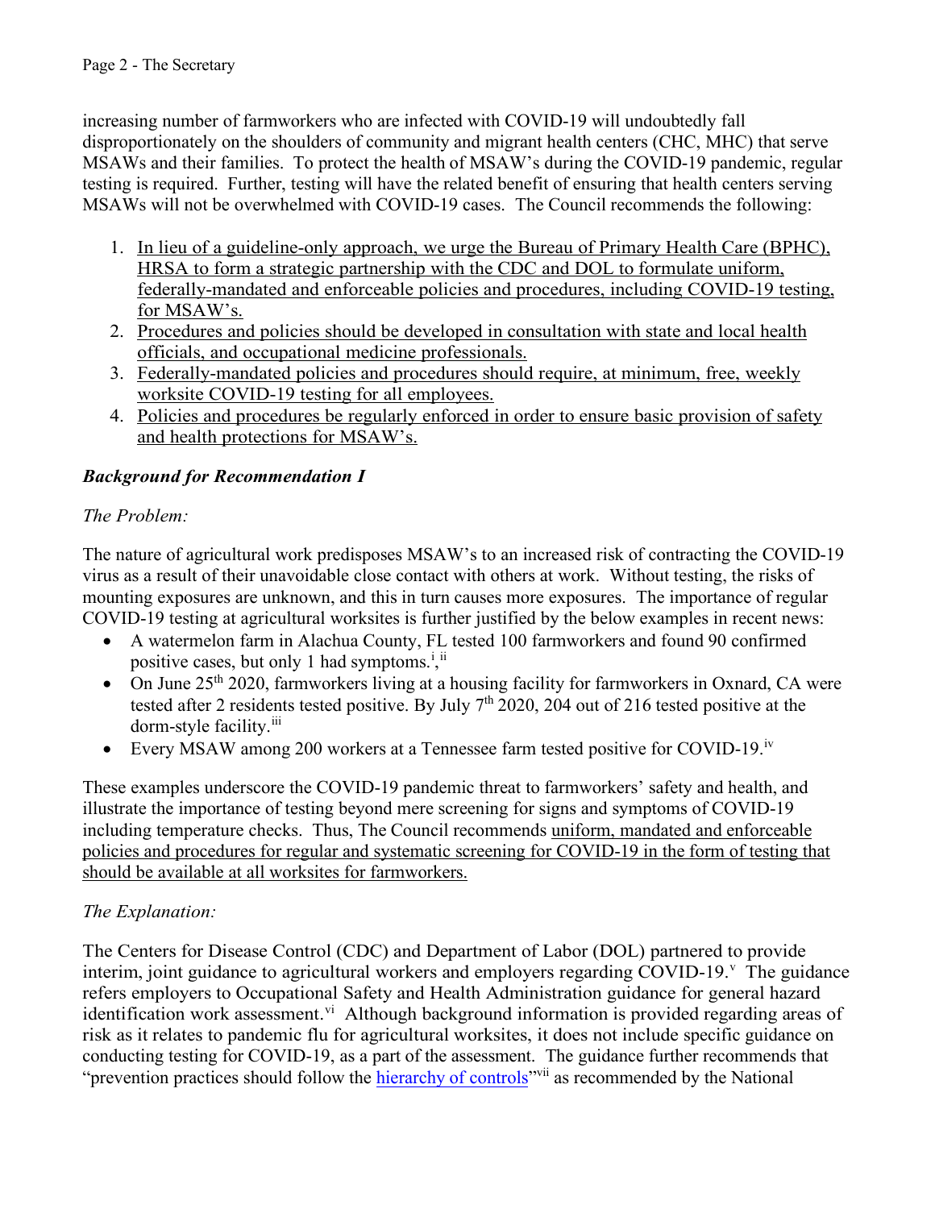increasing number of farmworkers who are infected with COVID-19 will undoubtedly fall disproportionately on the shoulders of community and migrant health centers (CHC, MHC) that serve MSAWs and their families. To protect the health of MSAW's during the COVID-19 pandemic, regular testing is required. Further, testing will have the related benefit of ensuring that health centers serving MSAWs will not be overwhelmed with COVID-19 cases. The Council recommends the following:

1. <u>In lieu of a guideline-only approach, we urge the Bureau of Primary Health Care (BPHC), HRSA to form a strategic partnership with the CDC and DOL to formulate uniform, federally-mandated and enforceable policies and procedures, including COVID-19 testing, for MSAW's.</u>
2. <u>Procedures and policies should be developed in consultation with state and local health officials, and occupational medicine professionals.</u>
3. <u>Federally-mandated policies and procedures should require, at minimum, free, weekly worksite COVID-19 testing for all employees.</u>
4. <u>Policies and procedures be regularly enforced in order to ensure basic provision of safety and health protections for MSAW's.</u>

***Background for Recommendation I***

*The Problem:*

The nature of agricultural work predisposes MSAW's to an increased risk of contracting the COVID-19 virus as a result of their unavoidable close contact with others at work. Without testing, the risks of mounting exposures are unknown, and this in turn causes more exposures. The importance of regular COVID-19 testing at agricultural worksites is further justified by the below examples in recent news:

- A watermelon farm in Alachua County, FL tested 100 farmworkers and found 90 confirmed positive cases, but only 1 had symptoms.[i,ii]
- On June 25th 2020, farmworkers living at a housing facility for farmworkers in Oxnard, CA were tested after 2 residents tested positive. By July 7th 2020, 204 out of 216 tested positive at the dorm-style facility.[iii]
- Every MSAW among 200 workers at a Tennessee farm tested positive for COVID-19.[iv]

These examples underscore the COVID-19 pandemic threat to farmworkers' safety and health, and illustrate the importance of testing beyond mere screening for signs and symptoms of COVID-19 including temperature checks. Thus, The Council recommends <u>uniform, mandated and enforceable policies and procedures for regular and systematic screening for COVID-19 in the form of testing that should be available at all worksites for farmworkers.</u>

*The Explanation:*

The Centers for Disease Control (CDC) and Department of Labor (DOL) partnered to provide interim, joint guidance to agricultural workers and employers regarding COVID-19.[v] The guidance refers employers to Occupational Safety and Health Administration guidance for general hazard identification work assessment.[vi] Although background information is provided regarding areas of risk as it relates to pandemic flu for agricultural worksites, it does not include specific guidance on conducting testing for COVID-19, as a part of the assessment. The guidance further recommends that "prevention practices should follow the hierarchy of controls"[vii] as recommended by the National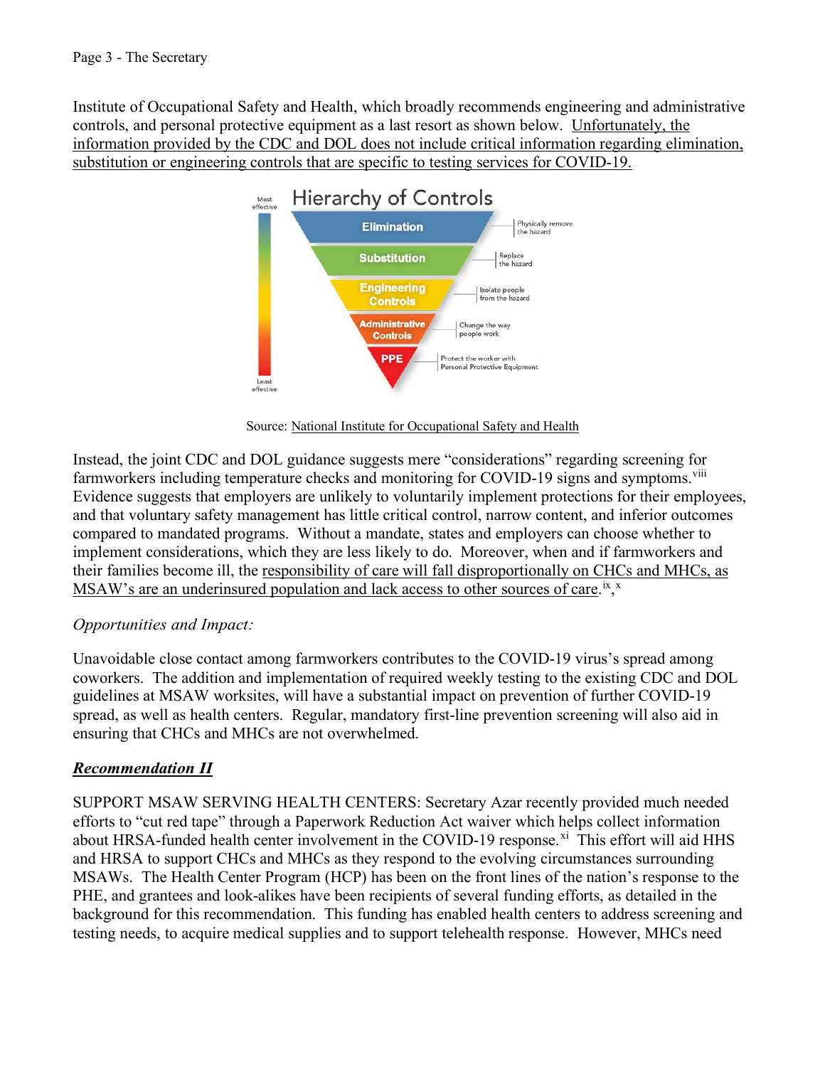Institute of Occupational Safety and Health, which broadly recommends engineering and administrative controls, and personal protective equipment as a last resort as shown below. Unfortunately, the information provided by the CDC and DOL does not include critical information regarding elimination, substitution or engineering controls that are specific to testing services for COVID-19.

Source: National Institute for Occupational Safety and Health

Instead, the joint CDC and DOL guidance suggests mere "considerations" regarding screening for farmworkers including temperature checks and monitoring for COVID-19 signs and symptoms.[viii] Evidence suggests that employers are unlikely to voluntarily implement protections for their employees, and that voluntary safety management has little critical control, narrow content, and inferior outcomes compared to mandated programs. Without a mandate, states and employers can choose whether to implement considerations, which they are less likely to do. Moreover, when and if farmworkers and their families become ill, the responsibility of care will fall disproportionally on CHCs and MHCs, as MSAW's are an underinsured population and lack access to other sources of care.[ix],[x]

*Opportunities and Impact:*

Unavoidable close contact among farmworkers contributes to the COVID-19 virus's spread among coworkers. The addition and implementation of required weekly testing to the existing CDC and DOL guidelines at MSAW worksites, will have a substantial impact on prevention of further COVID-19 spread, as well as health centers. Regular, mandatory first-line prevention screening will also aid in ensuring that CHCs and MHCs are not overwhelmed.

***Recommendation II***

SUPPORT MSAW SERVING HEALTH CENTERS: Secretary Azar recently provided much needed efforts to "cut red tape" through a Paperwork Reduction Act waiver which helps collect information about HRSA-funded health center involvement in the COVID-19 response.[xi] This effort will aid HHS and HRSA to support CHCs and MHCs as they respond to the evolving circumstances surrounding MSAWs. The Health Center Program (HCP) has been on the front lines of the nation's response to the PHE, and grantees and look-alikes have been recipients of several funding efforts, as detailed in the background for this recommendation. This funding has enabled health centers to address screening and testing needs, to acquire medical supplies and to support telehealth response. However, MHCs need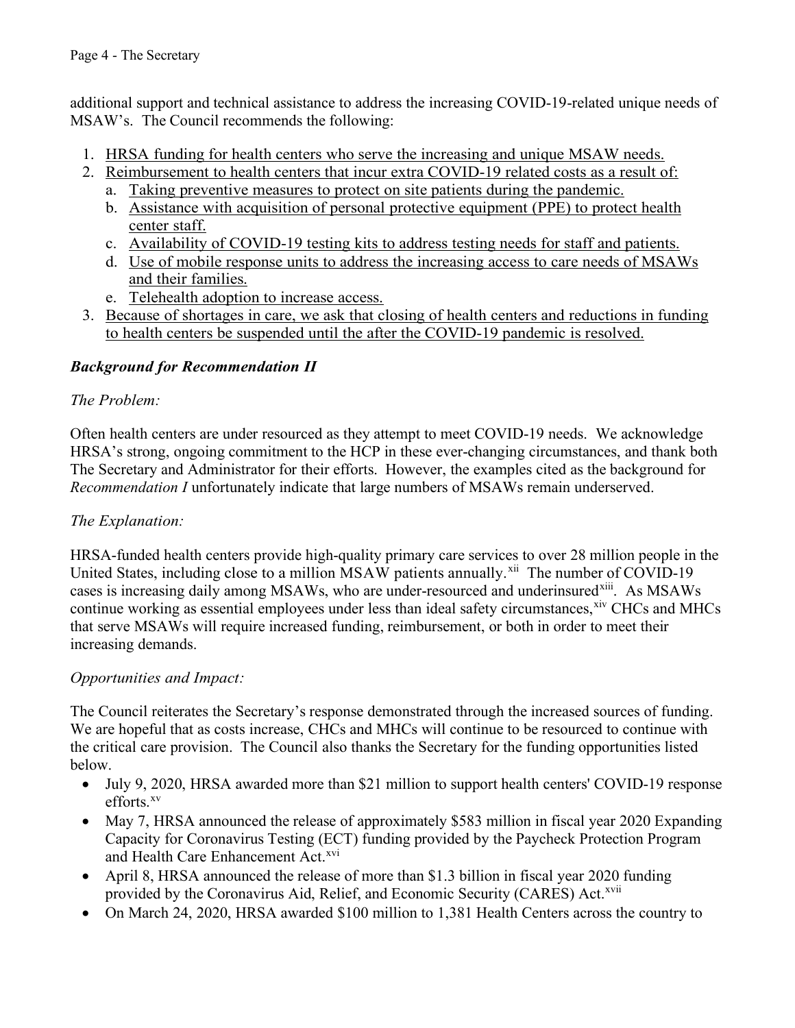additional support and technical assistance to address the increasing COVID-19-related unique needs of MSAW's. The Council recommends the following:

1. HRSA funding for health centers who serve the increasing and unique MSAW needs.
2. Reimbursement to health centers that incur extra COVID-19 related costs as a result of:
   a. Taking preventive measures to protect on site patients during the pandemic.
   b. Assistance with acquisition of personal protective equipment (PPE) to protect health center staff.
   c. Availability of COVID-19 testing kits to address testing needs for staff and patients.
   d. Use of mobile response units to address the increasing access to care needs of MSAWs and their families.
   e. Telehealth adoption to increase access.
3. Because of shortages in care, we ask that closing of health centers and reductions in funding to health centers be suspended until the after the COVID-19 pandemic is resolved.

***Background for Recommendation II***

*The Problem:*

Often health centers are under resourced as they attempt to meet COVID-19 needs. We acknowledge HRSA's strong, ongoing commitment to the HCP in these ever-changing circumstances, and thank both The Secretary and Administrator for their efforts. However, the examples cited as the background for *Recommendation I* unfortunately indicate that large numbers of MSAWs remain underserved.

*The Explanation:*

HRSA-funded health centers provide high-quality primary care services to over 28 million people in the United States, including close to a million MSAW patients annually.[xii] The number of COVID-19 cases is increasing daily among MSAWs, who are under-resourced and underinsured[xiii]. As MSAWs continue working as essential employees under less than ideal safety circumstances,[xiv] CHCs and MHCs that serve MSAWs will require increased funding, reimbursement, or both in order to meet their increasing demands.

*Opportunities and Impact:*

The Council reiterates the Secretary's response demonstrated through the increased sources of funding. We are hopeful that as costs increase, CHCs and MHCs will continue to be resourced to continue with the critical care provision. The Council also thanks the Secretary for the funding opportunities listed below.

- July 9, 2020, HRSA awarded more than $21 million to support health centers' COVID-19 response efforts.[xv]
- May 7, HRSA announced the release of approximately $583 million in fiscal year 2020 Expanding Capacity for Coronavirus Testing (ECT) funding provided by the Paycheck Protection Program and Health Care Enhancement Act.[xvi]
- April 8, HRSA announced the release of more than $1.3 billion in fiscal year 2020 funding provided by the Coronavirus Aid, Relief, and Economic Security (CARES) Act.[xvii]
- On March 24, 2020, HRSA awarded $100 million to 1,381 Health Centers across the country to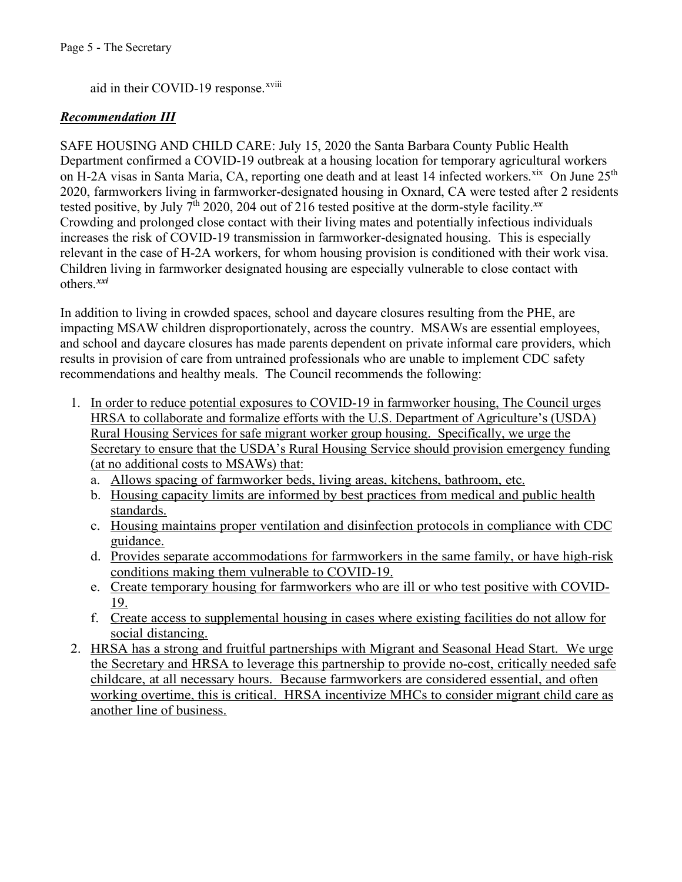aid in their COVID-19 response.[xviii]

***Recommendation III***

SAFE HOUSING AND CHILD CARE: July 15, 2020 the Santa Barbara County Public Health Department confirmed a COVID-19 outbreak at a housing location for temporary agricultural workers on H-2A visas in Santa Maria, CA, reporting one death and at least 14 infected workers.[xix] On June 25th 2020, farmworkers living in farmworker-designated housing in Oxnard, CA were tested after 2 residents tested positive, by July 7th 2020, 204 out of 216 tested positive at the dorm-style facility.[xx] Crowding and prolonged close contact with their living mates and potentially infectious individuals increases the risk of COVID-19 transmission in farmworker-designated housing. This is especially relevant in the case of H-2A workers, for whom housing provision is conditioned with their work visa. Children living in farmworker designated housing are especially vulnerable to close contact with others.[xxi]

In addition to living in crowded spaces, school and daycare closures resulting from the PHE, are impacting MSAW children disproportionately, across the country. MSAWs are essential employees, and school and daycare closures has made parents dependent on private informal care providers, which results in provision of care from untrained professionals who are unable to implement CDC safety recommendations and healthy meals. The Council recommends the following:

1. In order to reduce potential exposures to COVID-19 in farmworker housing, The Council urges HRSA to collaborate and formalize efforts with the U.S. Department of Agriculture's (USDA) Rural Housing Services for safe migrant worker group housing. Specifically, we urge the Secretary to ensure that the USDA's Rural Housing Service should provision emergency funding (at no additional costs to MSAWs) that:
   a. Allows spacing of farmworker beds, living areas, kitchens, bathroom, etc.
   b. Housing capacity limits are informed by best practices from medical and public health standards.
   c. Housing maintains proper ventilation and disinfection protocols in compliance with CDC guidance.
   d. Provides separate accommodations for farmworkers in the same family, or have high-risk conditions making them vulnerable to COVID-19.
   e. Create temporary housing for farmworkers who are ill or who test positive with COVID-19.
   f. Create access to supplemental housing in cases where existing facilities do not allow for social distancing.
2. HRSA has a strong and fruitful partnerships with Migrant and Seasonal Head Start. We urge the Secretary and HRSA to leverage this partnership to provide no-cost, critically needed safe childcare, at all necessary hours. Because farmworkers are considered essential, and often working overtime, this is critical. HRSA incentivize MHCs to consider migrant child care as another line of business.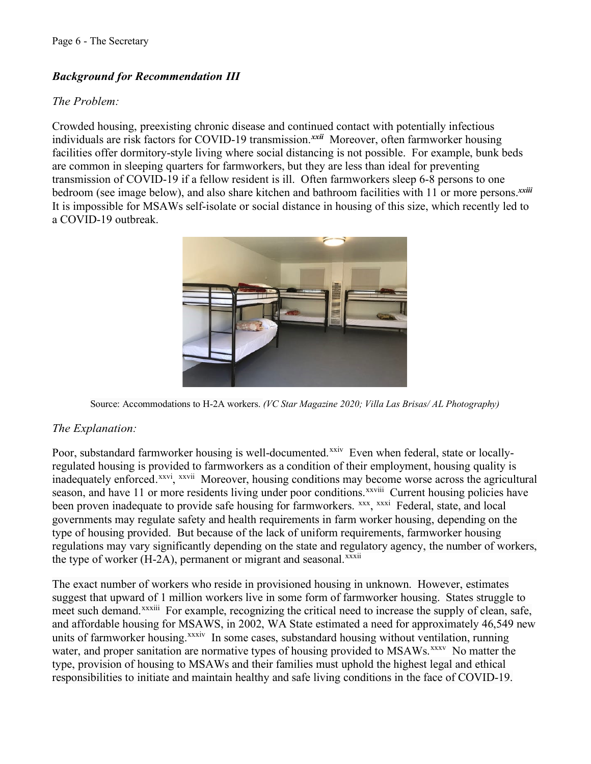### *Background for Recommendation III*

*The Problem:*

Crowded housing, preexisting chronic disease and continued contact with potentially infectious individuals are risk factors for COVID-19 transmission.[xxii] Moreover, often farmworker housing facilities offer dormitory-style living where social distancing is not possible. For example, bunk beds are common in sleeping quarters for farmworkers, but they are less than ideal for preventing transmission of COVID-19 if a fellow resident is ill. Often farmworkers sleep 6-8 persons to one bedroom (see image below), and also share kitchen and bathroom facilities with 11 or more persons.[xxiii] It is impossible for MSAWs self-isolate or social distance in housing of this size, which recently led to a COVID-19 outbreak.

Source: Accommodations to H-2A workers. *(VC Star Magazine 2020; Villa Las Brisas/ AL Photography)*

*The Explanation:*

Poor, substandard farmworker housing is well-documented.[xxiv] Even when federal, state or locally-regulated housing is provided to farmworkers as a condition of their employment, housing quality is inadequately enforced.[xxvi], [xxvii] Moreover, housing conditions may become worse across the agricultural season, and have 11 or more residents living under poor conditions.[xxviii] Current housing policies have been proven inadequate to provide safe housing for farmworkers. [xxx], [xxxi] Federal, state, and local governments may regulate safety and health requirements in farm worker housing, depending on the type of housing provided. But because of the lack of uniform requirements, farmworker housing regulations may vary significantly depending on the state and regulatory agency, the number of workers, the type of worker (H-2A), permanent or migrant and seasonal.[xxxii]

The exact number of workers who reside in provisioned housing in unknown. However, estimates suggest that upward of 1 million workers live in some form of farmworker housing. States struggle to meet such demand.[xxxiii] For example, recognizing the critical need to increase the supply of clean, safe, and affordable housing for MSAWS, in 2002, WA State estimated a need for approximately 46,549 new units of farmworker housing.[xxxiv] In some cases, substandard housing without ventilation, running water, and proper sanitation are normative types of housing provided to MSAWs.[xxxv] No matter the type, provision of housing to MSAWs and their families must uphold the highest legal and ethical responsibilities to initiate and maintain healthy and safe living conditions in the face of COVID-19.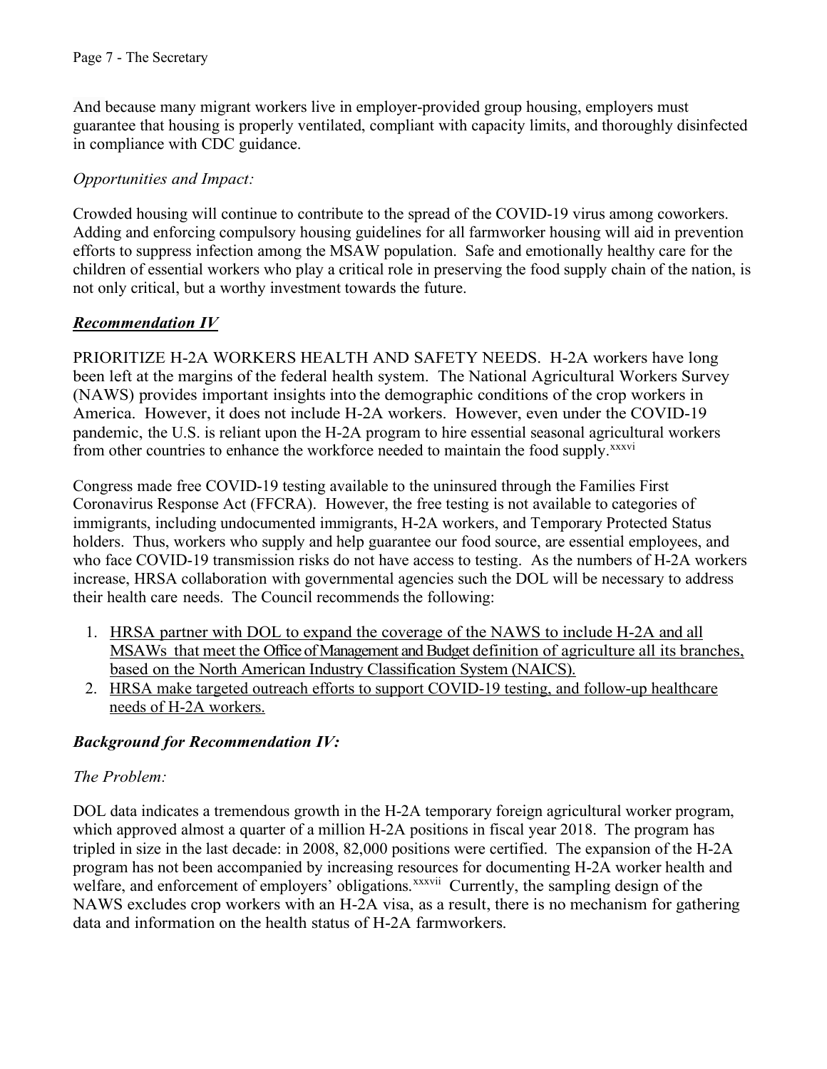And because many migrant workers live in employer-provided group housing, employers must guarantee that housing is properly ventilated, compliant with capacity limits, and thoroughly disinfected in compliance with CDC guidance.

*Opportunities and Impact:*

Crowded housing will continue to contribute to the spread of the COVID-19 virus among coworkers. Adding and enforcing compulsory housing guidelines for all farmworker housing will aid in prevention efforts to suppress infection among the MSAW population. Safe and emotionally healthy care for the children of essential workers who play a critical role in preserving the food supply chain of the nation, is not only critical, but a worthy investment towards the future.

***Recommendation IV***

PRIORITIZE H-2A WORKERS HEALTH AND SAFETY NEEDS. H-2A workers have long been left at the margins of the federal health system. The National Agricultural Workers Survey (NAWS) provides important insights into the demographic conditions of the crop workers in America. However, it does not include H-2A workers. However, even under the COVID-19 pandemic, the U.S. is reliant upon the H-2A program to hire essential seasonal agricultural workers from other countries to enhance the workforce needed to maintain the food supply.[xxxvi]

Congress made free COVID-19 testing available to the uninsured through the Families First Coronavirus Response Act (FFCRA). However, the free testing is not available to categories of immigrants, including undocumented immigrants, H-2A workers, and Temporary Protected Status holders. Thus, workers who supply and help guarantee our food source, are essential employees, and who face COVID-19 transmission risks do not have access to testing. As the numbers of H-2A workers increase, HRSA collaboration with governmental agencies such the DOL will be necessary to address their health care needs. The Council recommends the following:

1. HRSA partner with DOL to expand the coverage of the NAWS to include H-2A and all MSAWs that meet the Office of Management and Budget definition of agriculture all its branches, based on the North American Industry Classification System (NAICS).
2. HRSA make targeted outreach efforts to support COVID-19 testing, and follow-up healthcare needs of H-2A workers.

***Background for Recommendation IV:***

*The Problem:*

DOL data indicates a tremendous growth in the H-2A temporary foreign agricultural worker program, which approved almost a quarter of a million H-2A positions in fiscal year 2018. The program has tripled in size in the last decade: in 2008, 82,000 positions were certified. The expansion of the H-2A program has not been accompanied by increasing resources for documenting H-2A worker health and welfare, and enforcement of employers' obligations.[xxxvii] Currently, the sampling design of the NAWS excludes crop workers with an H-2A visa, as a result, there is no mechanism for gathering data and information on the health status of H-2A farmworkers.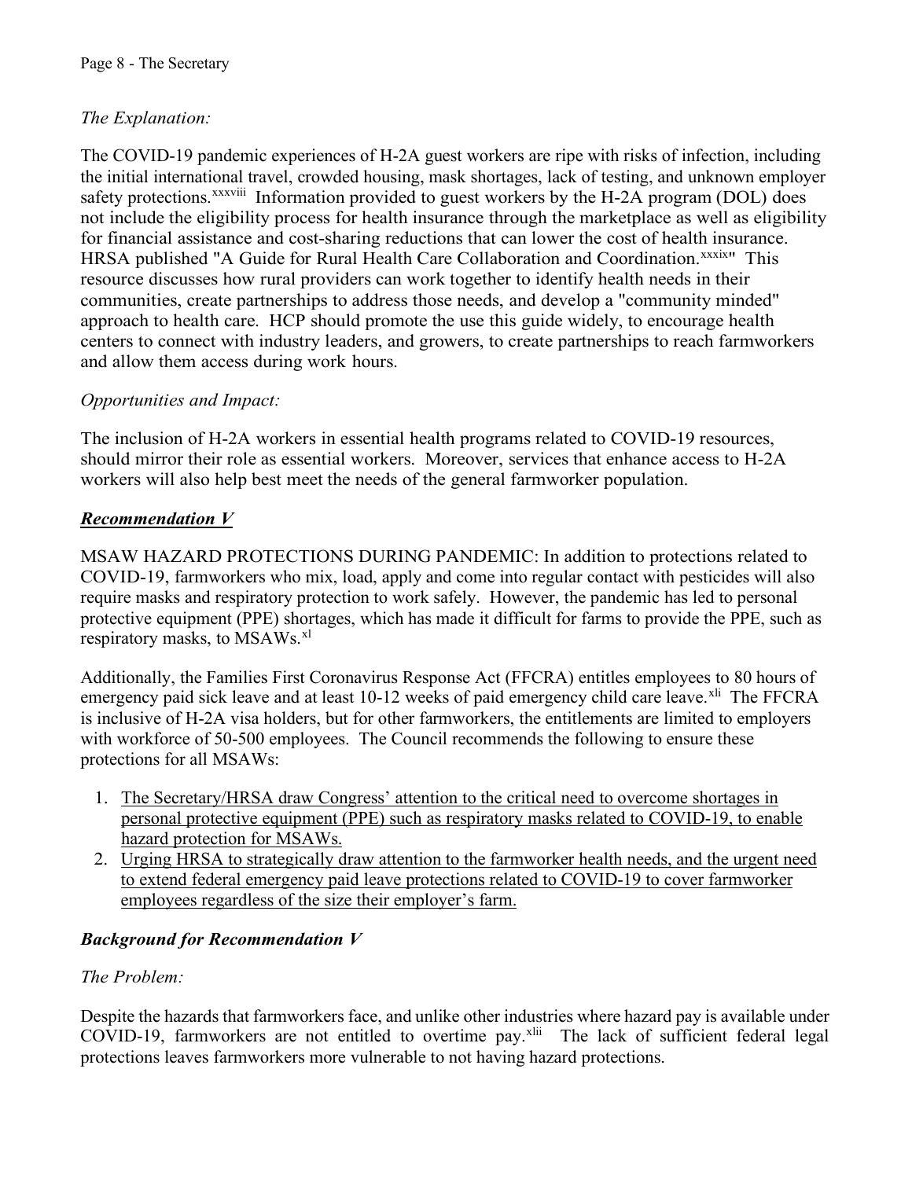*The Explanation:*

The COVID-19 pandemic experiences of H-2A guest workers are ripe with risks of infection, including the initial international travel, crowded housing, mask shortages, lack of testing, and unknown employer safety protections.[xxxviii] Information provided to guest workers by the H-2A program (DOL) does not include the eligibility process for health insurance through the marketplace as well as eligibility for financial assistance and cost-sharing reductions that can lower the cost of health insurance. HRSA published "A Guide for Rural Health Care Collaboration and Coordination.[xxxix]" This resource discusses how rural providers can work together to identify health needs in their communities, create partnerships to address those needs, and develop a "community minded" approach to health care. HCP should promote the use this guide widely, to encourage health centers to connect with industry leaders, and growers, to create partnerships to reach farmworkers and allow them access during work hours.

*Opportunities and Impact:*

The inclusion of H-2A workers in essential health programs related to COVID-19 resources, should mirror their role as essential workers. Moreover, services that enhance access to H-2A workers will also help best meet the needs of the general farmworker population.

### ***Recommendation V***

MSAW HAZARD PROTECTIONS DURING PANDEMIC: In addition to protections related to COVID-19, farmworkers who mix, load, apply and come into regular contact with pesticides will also require masks and respiratory protection to work safely. However, the pandemic has led to personal protective equipment (PPE) shortages, which has made it difficult for farms to provide the PPE, such as respiratory masks, to MSAWs.[xl]

Additionally, the Families First Coronavirus Response Act (FFCRA) entitles employees to 80 hours of emergency paid sick leave and at least 10-12 weeks of paid emergency child care leave.[xli] The FFCRA is inclusive of H-2A visa holders, but for other farmworkers, the entitlements are limited to employers with workforce of 50-500 employees. The Council recommends the following to ensure these protections for all MSAWs:

1. The Secretary/HRSA draw Congress' attention to the critical need to overcome shortages in personal protective equipment (PPE) such as respiratory masks related to COVID-19, to enable hazard protection for MSAWs.
2. Urging HRSA to strategically draw attention to the farmworker health needs, and the urgent need to extend federal emergency paid leave protections related to COVID-19 to cover farmworker employees regardless of the size their employer's farm.

### ***Background for Recommendation V***

*The Problem:*

Despite the hazards that farmworkers face, and unlike other industries where hazard pay is available under COVID-19, farmworkers are not entitled to overtime pay.[xlii] The lack of sufficient federal legal protections leaves farmworkers more vulnerable to not having hazard protections.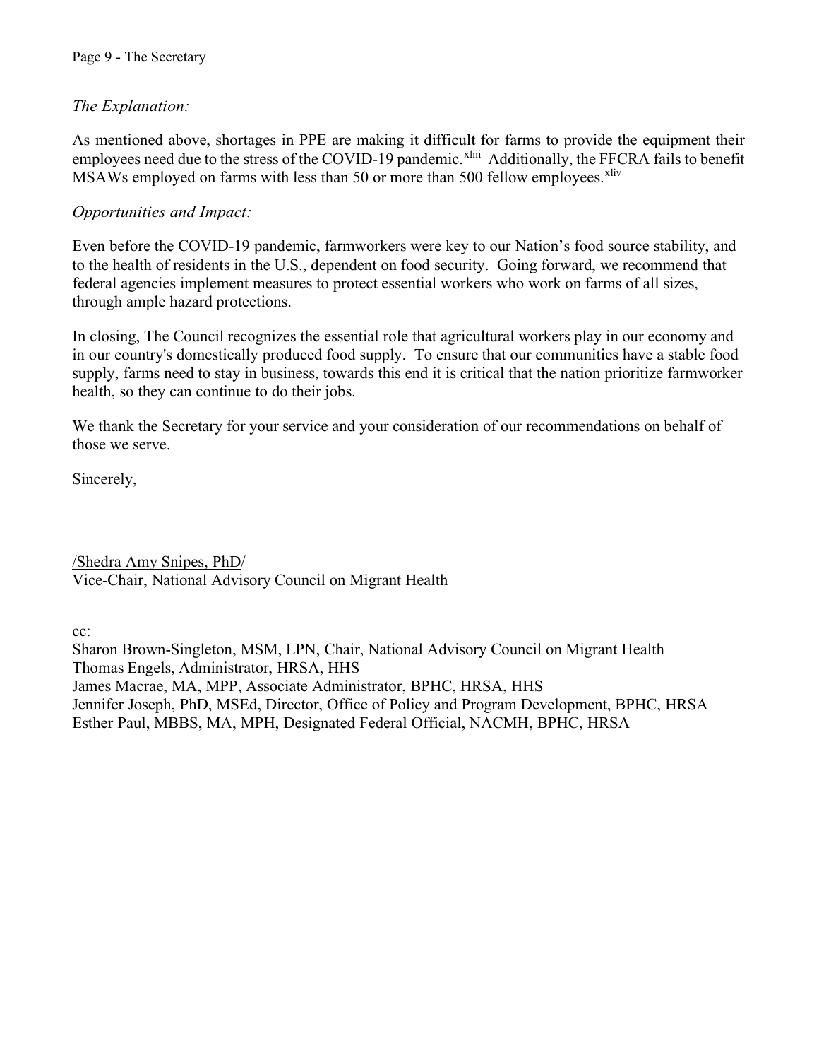*The Explanation:*

As mentioned above, shortages in PPE are making it difficult for farms to provide the equipment their employees need due to the stress of the COVID-19 pandemic.[xliii] Additionally, the FFCRA fails to benefit MSAWs employed on farms with less than 50 or more than 500 fellow employees.[xliv]

*Opportunities and Impact:*

Even before the COVID-19 pandemic, farmworkers were key to our Nation's food source stability, and to the health of residents in the U.S., dependent on food security. Going forward, we recommend that federal agencies implement measures to protect essential workers who work on farms of all sizes, through ample hazard protections.

In closing, The Council recognizes the essential role that agricultural workers play in our economy and in our country's domestically produced food supply. To ensure that our communities have a stable food supply, farms need to stay in business, towards this end it is critical that the nation prioritize farmworker health, so they can continue to do their jobs.

We thank the Secretary for your service and your consideration of our recommendations on behalf of those we serve.

Sincerely,

/Shedra Amy Snipes, PhD/
Vice-Chair, National Advisory Council on Migrant Health

cc:
Sharon Brown-Singleton, MSM, LPN, Chair, National Advisory Council on Migrant Health
Thomas Engels, Administrator, HRSA, HHS
James Macrae, MA, MPP, Associate Administrator, BPHC, HRSA, HHS
Jennifer Joseph, PhD, MSEd, Director, Office of Policy and Program Development, BPHC, HRSA
Esther Paul, MBBS, MA, MPH, Designated Federal Official, NACMH, BPHC, HRSA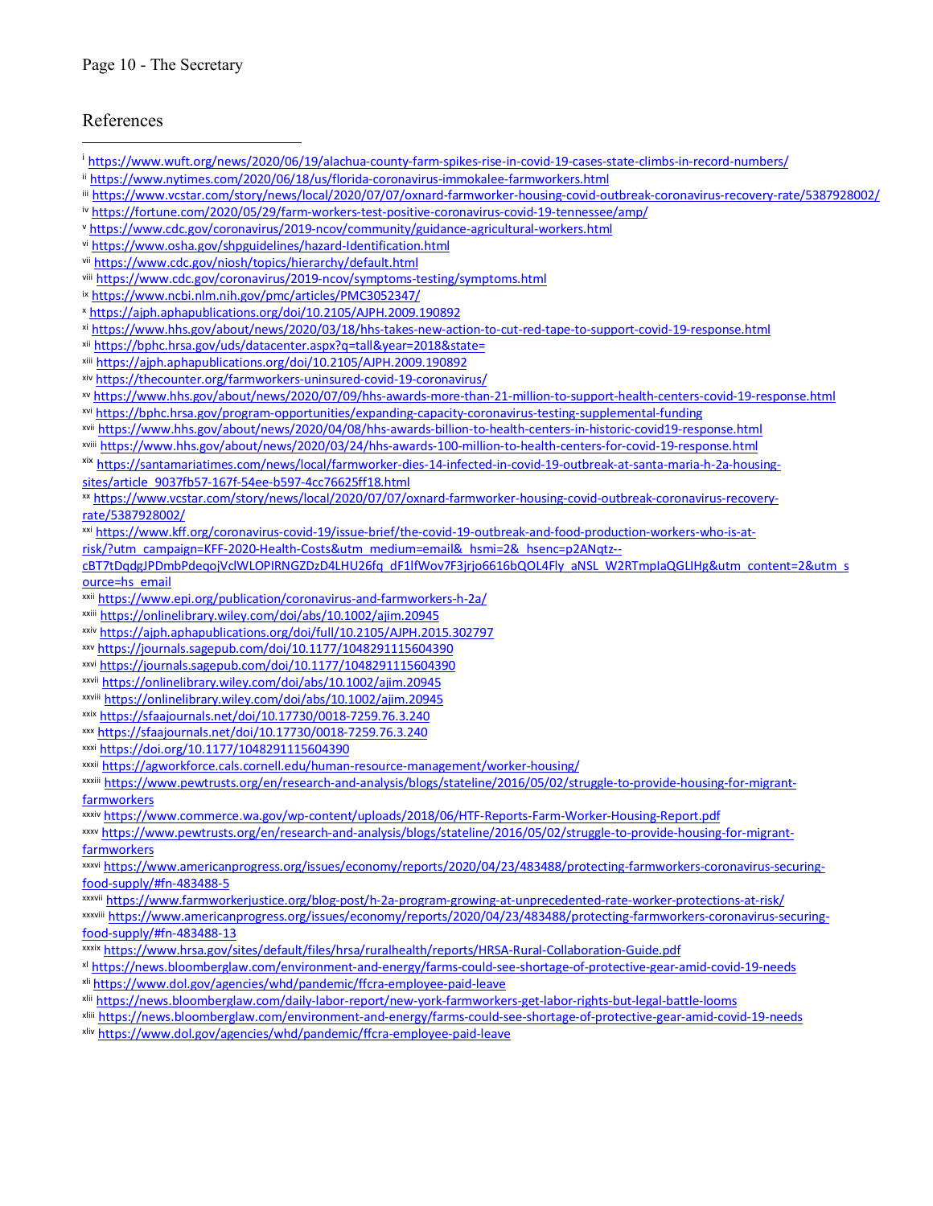## References

[i] https://www.wuft.org/news/2020/06/19/alachua-county-farm-spikes-rise-in-covid-19-cases-state-climbs-in-record-numbers/

[ii] https://www.nytimes.com/2020/06/18/us/florida-coronavirus-immokalee-farmworkers.html

[iii] https://www.vcstar.com/story/news/local/2020/07/07/oxnard-farmworker-housing-covid-outbreak-coronavirus-recovery-rate/5387928002/

[iv] https://fortune.com/2020/05/29/farm-workers-test-positive-coronavirus-covid-19-tennessee/amp/

[v] https://www.cdc.gov/coronavirus/2019-ncov/community/guidance-agricultural-workers.html

[vi] https://www.osha.gov/shpguidelines/hazard-Identification.html

[vii] https://www.cdc.gov/niosh/topics/hierarchy/default.html

[viii] https://www.cdc.gov/coronavirus/2019-ncov/symptoms-testing/symptoms.html

[ix] https://www.ncbi.nlm.nih.gov/pmc/articles/PMC3052347/

[x] https://ajph.aphapublications.org/doi/10.2105/AJPH.2009.190892

[xi] https://www.hhs.gov/about/news/2020/03/18/hhs-takes-new-action-to-cut-red-tape-to-support-covid-19-response.html

[xii] https://bphc.hrsa.gov/uds/datacenter.aspx?q=tall&year=2018&state=

[xiii] https://ajph.aphapublications.org/doi/10.2105/AJPH.2009.190892

[xiv] https://thecounter.org/farmworkers-uninsured-covid-19-coronavirus/

[xv] https://www.hhs.gov/about/news/2020/07/09/hhs-awards-more-than-21-million-to-support-health-centers-covid-19-response.html

[xvi] https://bphc.hrsa.gov/program-opportunities/expanding-capacity-coronavirus-testing-supplemental-funding

[xvii] https://www.hhs.gov/about/news/2020/04/08/hhs-awards-billion-to-health-centers-in-historic-covid19-response.html

[xviii] https://www.hhs.gov/about/news/2020/03/24/hhs-awards-100-million-to-health-centers-for-covid-19-response.html

[xix] https://santamariatimes.com/news/local/farmworker-dies-14-infected-in-covid-19-outbreak-at-santa-maria-h-2a-housing-sites/article_9037fb57-167f-54ee-b597-4cc76625ff18.html

[xx] https://www.vcstar.com/story/news/local/2020/07/07/oxnard-farmworker-housing-covid-outbreak-coronavirus-recovery-rate/5387928002/

[xxi] https://www.kff.org/coronavirus-covid-19/issue-brief/the-covid-19-outbreak-and-food-production-workers-who-is-at-risk/?utm_campaign=KFF-2020-Health-Costs&utm_medium=email&_hsmi=2&_hsenc=p2ANqtz--cBT7tDqdgJPDmbPdeqojVclWLOPIRNGZDzD4LHU26fq_dF1lfWov7F3jrjo6616bQOL4Fly_aNSL_W2RTmplaQGLIHg&utm_content=2&utm_source=hs_email

[xxii] https://www.epi.org/publication/coronavirus-and-farmworkers-h-2a/

[xxiii] https://onlinelibrary.wiley.com/doi/abs/10.1002/ajim.20945

[xxiv] https://ajph.aphapublications.org/doi/full/10.2105/AJPH.2015.302797

[xxv] https://journals.sagepub.com/doi/10.1177/1048291115604390

[xxvi] https://journals.sagepub.com/doi/10.1177/1048291115604390

[xxvii] https://onlinelibrary.wiley.com/doi/abs/10.1002/ajim.20945

[xxviii] https://onlinelibrary.wiley.com/doi/abs/10.1002/ajim.20945

[xxix] https://sfaajournals.net/doi/10.17730/0018-7259.76.3.240

[xxx] https://sfaajournals.net/doi/10.17730/0018-7259.76.3.240

[xxxi] https://doi.org/10.1177/1048291115604390

[xxxii] https://agworkforce.cals.cornell.edu/human-resource-management/worker-housing/

[xxxiii] https://www.pewtrusts.org/en/research-and-analysis/blogs/stateline/2016/05/02/struggle-to-provide-housing-for-migrant-farmworkers

[xxxiv] https://www.commerce.wa.gov/wp-content/uploads/2018/06/HTF-Reports-Farm-Worker-Housing-Report.pdf

[xxxv] https://www.pewtrusts.org/en/research-and-analysis/blogs/stateline/2016/05/02/struggle-to-provide-housing-for-migrant-farmworkers

[xxxvi] https://www.americanprogress.org/issues/economy/reports/2020/04/23/483488/protecting-farmworkers-coronavirus-securing-food-supply/#fn-483488-5

[xxxvii] https://www.farmworkerjustice.org/blog-post/h-2a-program-growing-at-unprecedented-rate-worker-protections-at-risk/

[xxxviii] https://www.americanprogress.org/issues/economy/reports/2020/04/23/483488/protecting-farmworkers-coronavirus-securing-food-supply/#fn-483488-13

[xxxix] https://www.hrsa.gov/sites/default/files/hrsa/ruralhealth/reports/HRSA-Rural-Collaboration-Guide.pdf

[xl] https://news.bloomberglaw.com/environment-and-energy/farms-could-see-shortage-of-protective-gear-amid-covid-19-needs

[xli] https://www.dol.gov/agencies/whd/pandemic/ffcra-employee-paid-leave

[xlii] https://news.bloomberglaw.com/daily-labor-report/new-york-farmworkers-get-labor-rights-but-legal-battle-looms

[xliii] https://news.bloomberglaw.com/environment-and-energy/farms-could-see-shortage-of-protective-gear-amid-covid-19-needs

[xliv] https://www.dol.gov/agencies/whd/pandemic/ffcra-employee-paid-leave